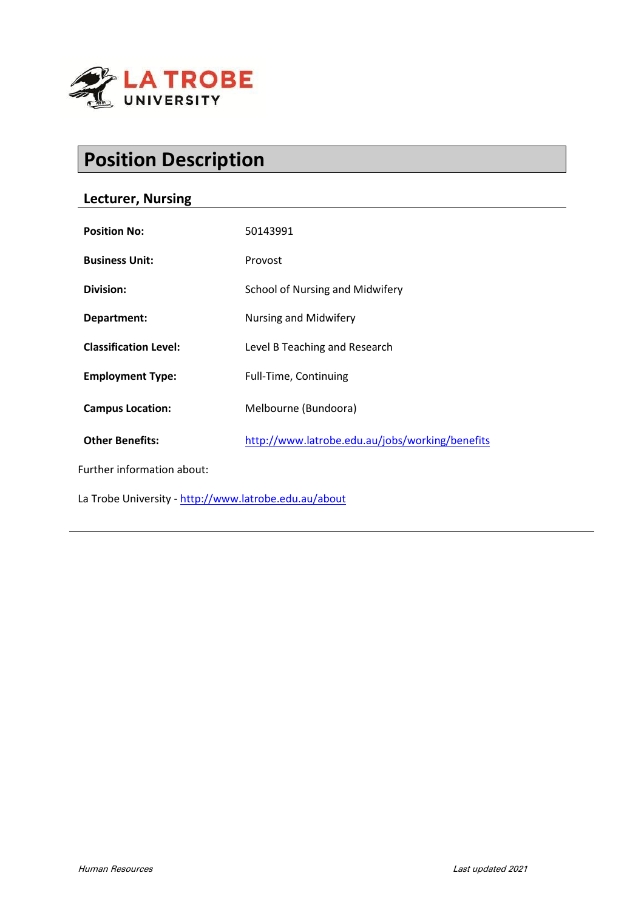# Position Description

## Lecturer, Nursing

| | |
|---|---|
| **Position No:** | 50143991 |
| **Business Unit:** | Provost |
| **Division:** | School of Nursing and Midwifery |
| **Department:** | Nursing and Midwifery |
| **Classification Level:** | Level B Teaching and Research |
| **Employment Type:** | Full-Time, Continuing |
| **Campus Location:** | Melbourne (Bundoora) |
| **Other Benefits:** | http://www.latrobe.edu.au/jobs/working/benefits |

Further information about:

La Trobe University - http://www.latrobe.edu.au/about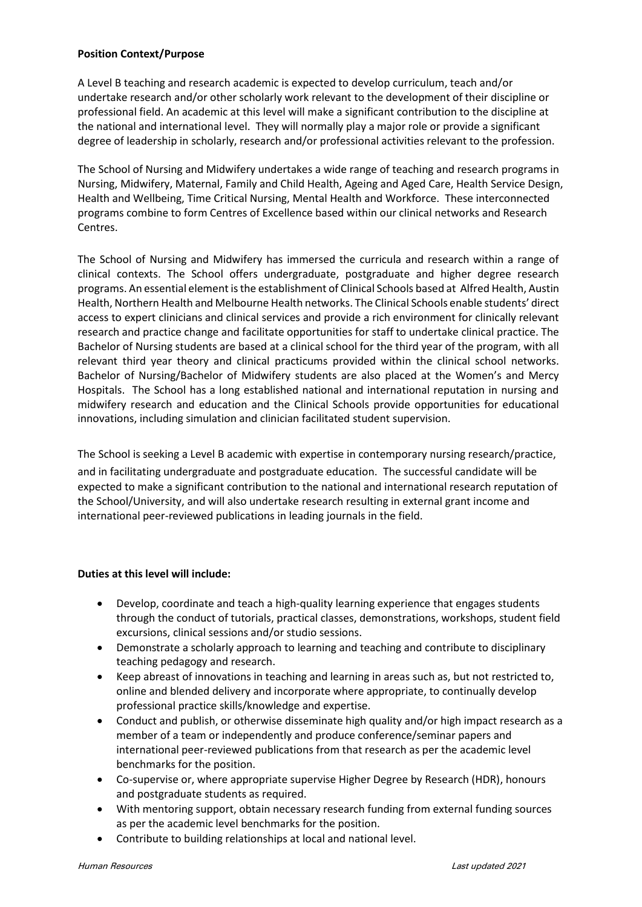**Position Context/Purpose**

A Level B teaching and research academic is expected to develop curriculum, teach and/or undertake research and/or other scholarly work relevant to the development of their discipline or professional field. An academic at this level will make a significant contribution to the discipline at the national and international level. They will normally play a major role or provide a significant degree of leadership in scholarly, research and/or professional activities relevant to the profession.

The School of Nursing and Midwifery undertakes a wide range of teaching and research programs in Nursing, Midwifery, Maternal, Family and Child Health, Ageing and Aged Care, Health Service Design, Health and Wellbeing, Time Critical Nursing, Mental Health and Workforce. These interconnected programs combine to form Centres of Excellence based within our clinical networks and Research Centres.

The School of Nursing and Midwifery has immersed the curricula and research within a range of clinical contexts. The School offers undergraduate, postgraduate and higher degree research programs. An essential element is the establishment of Clinical Schools based at Alfred Health, Austin Health, Northern Health and Melbourne Health networks. The Clinical Schools enable students' direct access to expert clinicians and clinical services and provide a rich environment for clinically relevant research and practice change and facilitate opportunities for staff to undertake clinical practice. The Bachelor of Nursing students are based at a clinical school for the third year of the program, with all relevant third year theory and clinical practicums provided within the clinical school networks. Bachelor of Nursing/Bachelor of Midwifery students are also placed at the Women's and Mercy Hospitals. The School has a long established national and international reputation in nursing and midwifery research and education and the Clinical Schools provide opportunities for educational innovations, including simulation and clinician facilitated student supervision.

The School is seeking a Level B academic with expertise in contemporary nursing research/practice, and in facilitating undergraduate and postgraduate education. The successful candidate will be expected to make a significant contribution to the national and international research reputation of the School/University, and will also undertake research resulting in external grant income and international peer-reviewed publications in leading journals in the field.

**Duties at this level will include:**

- Develop, coordinate and teach a high-quality learning experience that engages students through the conduct of tutorials, practical classes, demonstrations, workshops, student field excursions, clinical sessions and/or studio sessions.
- Demonstrate a scholarly approach to learning and teaching and contribute to disciplinary teaching pedagogy and research.
- Keep abreast of innovations in teaching and learning in areas such as, but not restricted to, online and blended delivery and incorporate where appropriate, to continually develop professional practice skills/knowledge and expertise.
- Conduct and publish, or otherwise disseminate high quality and/or high impact research as a member of a team or independently and produce conference/seminar papers and international peer-reviewed publications from that research as per the academic level benchmarks for the position.
- Co-supervise or, where appropriate supervise Higher Degree by Research (HDR), honours and postgraduate students as required.
- With mentoring support, obtain necessary research funding from external funding sources as per the academic level benchmarks for the position.
- Contribute to building relationships at local and national level.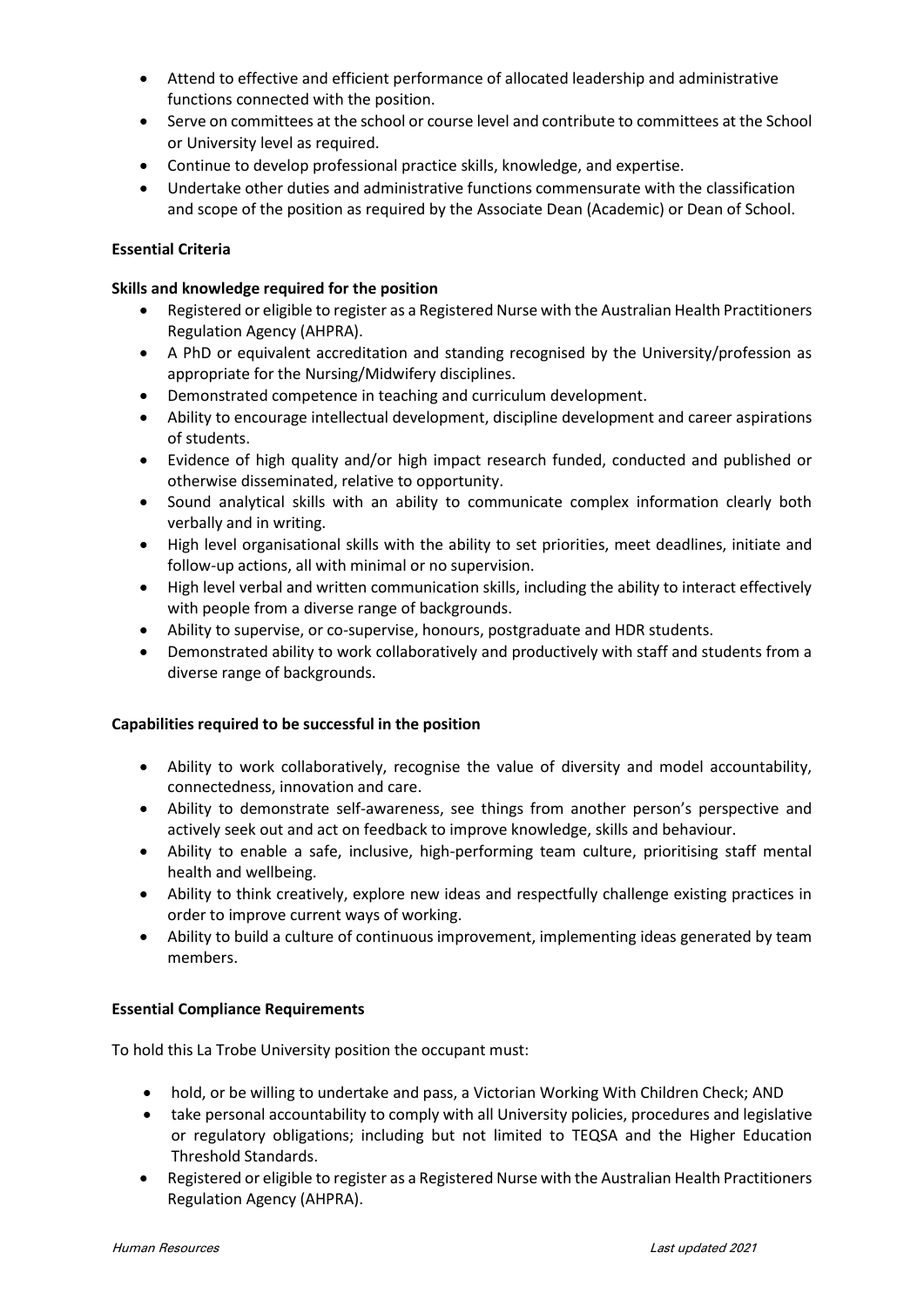- Attend to effective and efficient performance of allocated leadership and administrative functions connected with the position.
- Serve on committees at the school or course level and contribute to committees at the School or University level as required.
- Continue to develop professional practice skills, knowledge, and expertise.
- Undertake other duties and administrative functions commensurate with the classification and scope of the position as required by the Associate Dean (Academic) or Dean of School.

**Essential Criteria**

**Skills and knowledge required for the position**

- Registered or eligible to register as a Registered Nurse with the Australian Health Practitioners Regulation Agency (AHPRA).
- A PhD or equivalent accreditation and standing recognised by the University/profession as appropriate for the Nursing/Midwifery disciplines.
- Demonstrated competence in teaching and curriculum development.
- Ability to encourage intellectual development, discipline development and career aspirations of students.
- Evidence of high quality and/or high impact research funded, conducted and published or otherwise disseminated, relative to opportunity.
- Sound analytical skills with an ability to communicate complex information clearly both verbally and in writing.
- High level organisational skills with the ability to set priorities, meet deadlines, initiate and follow-up actions, all with minimal or no supervision.
- High level verbal and written communication skills, including the ability to interact effectively with people from a diverse range of backgrounds.
- Ability to supervise, or co-supervise, honours, postgraduate and HDR students.
- Demonstrated ability to work collaboratively and productively with staff and students from a diverse range of backgrounds.

**Capabilities required to be successful in the position**

- Ability to work collaboratively, recognise the value of diversity and model accountability, connectedness, innovation and care.
- Ability to demonstrate self-awareness, see things from another person's perspective and actively seek out and act on feedback to improve knowledge, skills and behaviour.
- Ability to enable a safe, inclusive, high-performing team culture, prioritising staff mental health and wellbeing.
- Ability to think creatively, explore new ideas and respectfully challenge existing practices in order to improve current ways of working.
- Ability to build a culture of continuous improvement, implementing ideas generated by team members.

**Essential Compliance Requirements**

To hold this La Trobe University position the occupant must:

- hold, or be willing to undertake and pass, a Victorian Working With Children Check; AND
- take personal accountability to comply with all University policies, procedures and legislative or regulatory obligations; including but not limited to TEQSA and the Higher Education Threshold Standards.
- Registered or eligible to register as a Registered Nurse with the Australian Health Practitioners Regulation Agency (AHPRA).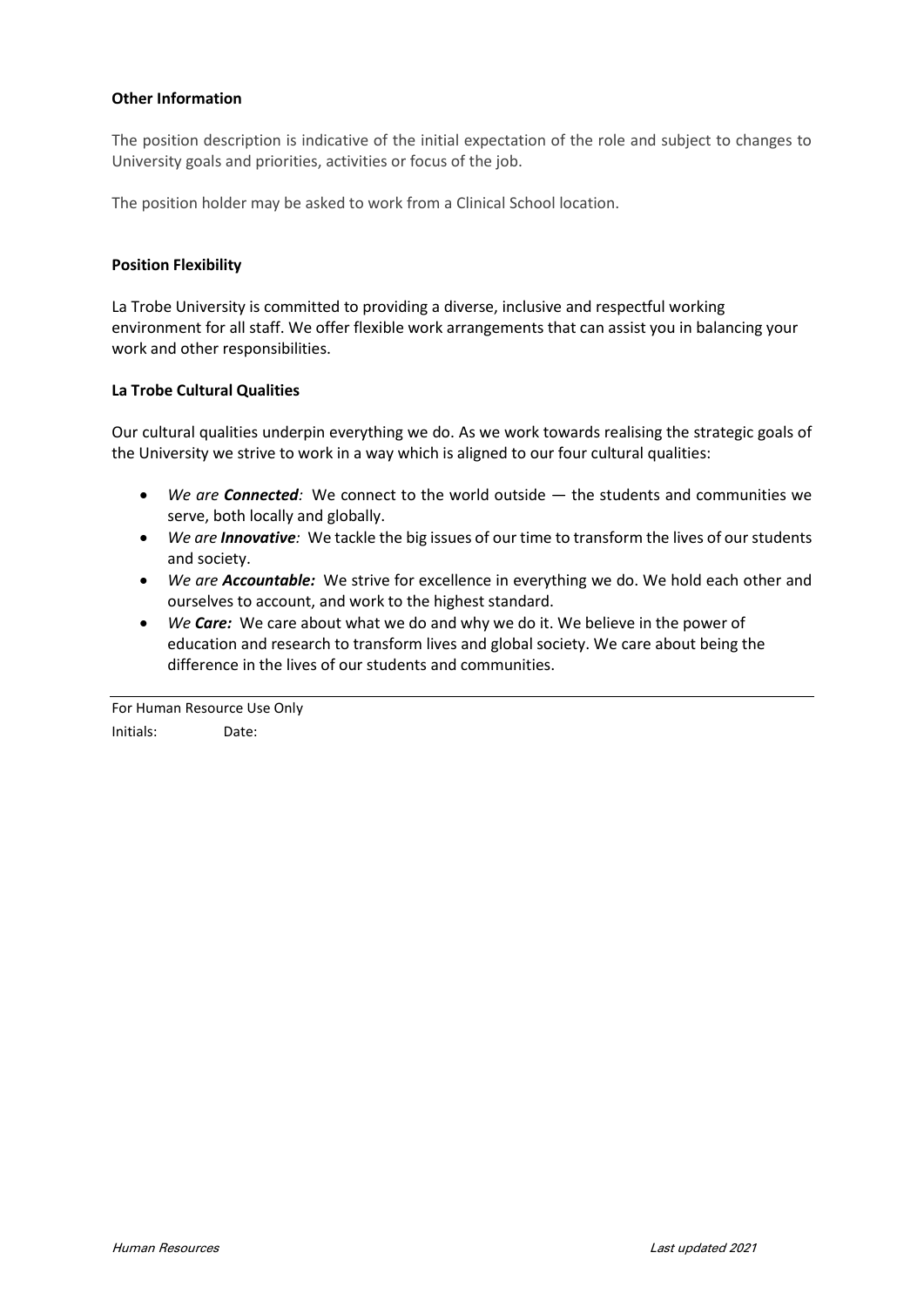**Other Information**

The position description is indicative of the initial expectation of the role and subject to changes to University goals and priorities, activities or focus of the job.

The position holder may be asked to work from a Clinical School location.

**Position Flexibility**

La Trobe University is committed to providing a diverse, inclusive and respectful working environment for all staff. We offer flexible work arrangements that can assist you in balancing your work and other responsibilities.

**La Trobe Cultural Qualities**

Our cultural qualities underpin everything we do. As we work towards realising the strategic goals of the University we strive to work in a way which is aligned to our four cultural qualities:

- *We are* ***Connected****:* We connect to the world outside — the students and communities we serve, both locally and globally.
- *We are* ***Innovative****:* We tackle the big issues of our time to transform the lives of our students and society.
- *We are* ***Accountable:*** We strive for excellence in everything we do. We hold each other and ourselves to account, and work to the highest standard.
- *We* ***Care:*** We care about what we do and why we do it. We believe in the power of education and research to transform lives and global society. We care about being the difference in the lives of our students and communities.

---

For Human Resource Use Only

Initials: Date: